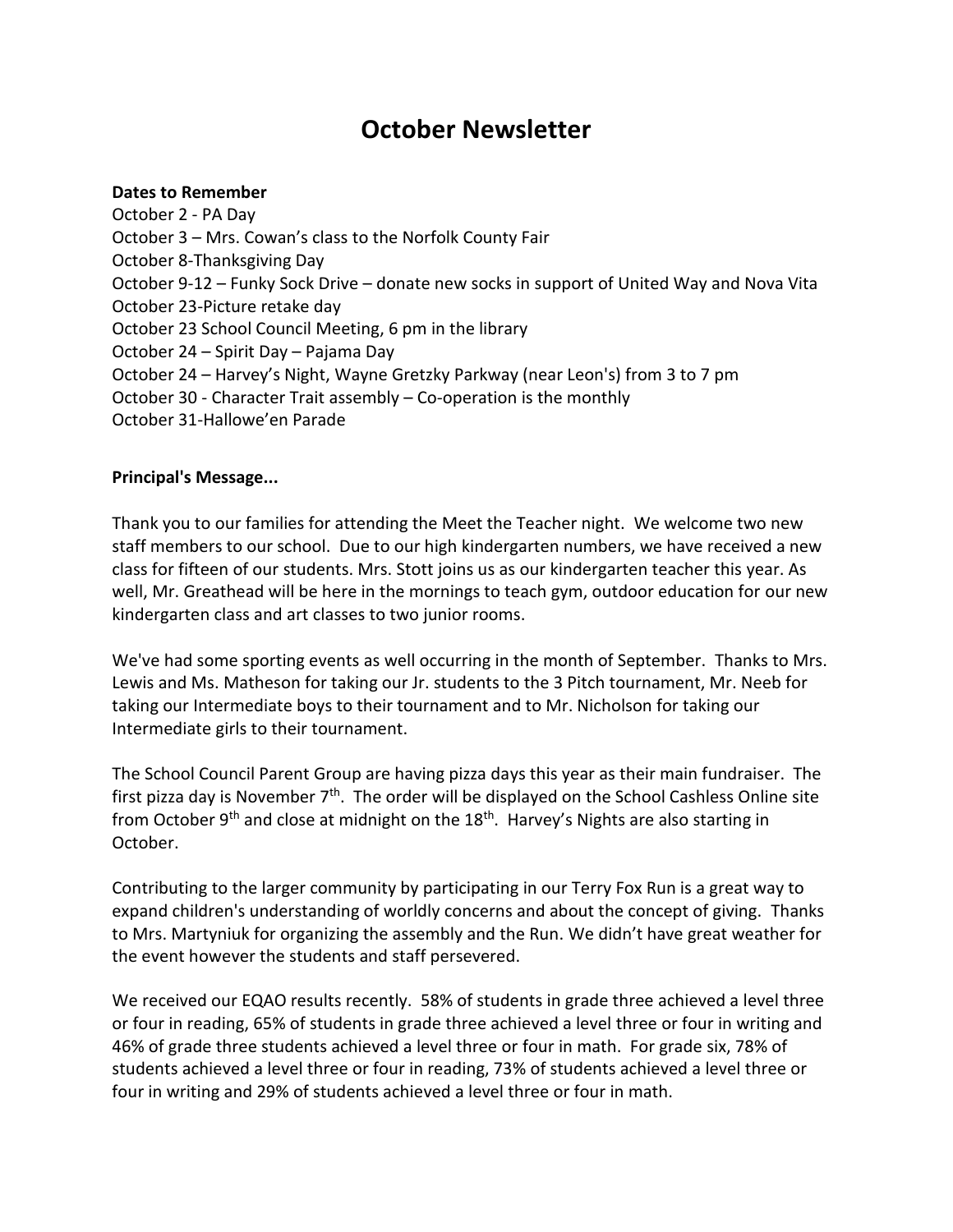# October Newsletter

**Dates to Remember**

October 2 - PA Day
October 3 – Mrs. Cowan's class to the Norfolk County Fair
October 8-Thanksgiving Day
October 9-12 – Funky Sock Drive – donate new socks in support of United Way and Nova Vita
October 23-Picture retake day
October 23 School Council Meeting, 6 pm in the library
October 24 – Spirit Day – Pajama Day
October 24 – Harvey's Night, Wayne Gretzky Parkway (near Leon's) from 3 to 7 pm
October 30 - Character Trait assembly – Co-operation is the monthly
October 31-Hallowe'en Parade

**Principal's Message...**

Thank you to our families for attending the Meet the Teacher night. We welcome two new staff members to our school. Due to our high kindergarten numbers, we have received a new class for fifteen of our students. Mrs. Stott joins us as our kindergarten teacher this year. As well, Mr. Greathead will be here in the mornings to teach gym, outdoor education for our new kindergarten class and art classes to two junior rooms.

We've had some sporting events as well occurring in the month of September. Thanks to Mrs. Lewis and Ms. Matheson for taking our Jr. students to the 3 Pitch tournament, Mr. Neeb for taking our Intermediate boys to their tournament and to Mr. Nicholson for taking our Intermediate girls to their tournament.

The School Council Parent Group are having pizza days this year as their main fundraiser. The first pizza day is November 7th. The order will be displayed on the School Cashless Online site from October 9th and close at midnight on the 18th. Harvey's Nights are also starting in October.

Contributing to the larger community by participating in our Terry Fox Run is a great way to expand children's understanding of worldly concerns and about the concept of giving. Thanks to Mrs. Martyniuk for organizing the assembly and the Run. We didn't have great weather for the event however the students and staff persevered.

We received our EQAO results recently. 58% of students in grade three achieved a level three or four in reading, 65% of students in grade three achieved a level three or four in writing and 46% of grade three students achieved a level three or four in math. For grade six, 78% of students achieved a level three or four in reading, 73% of students achieved a level three or four in writing and 29% of students achieved a level three or four in math.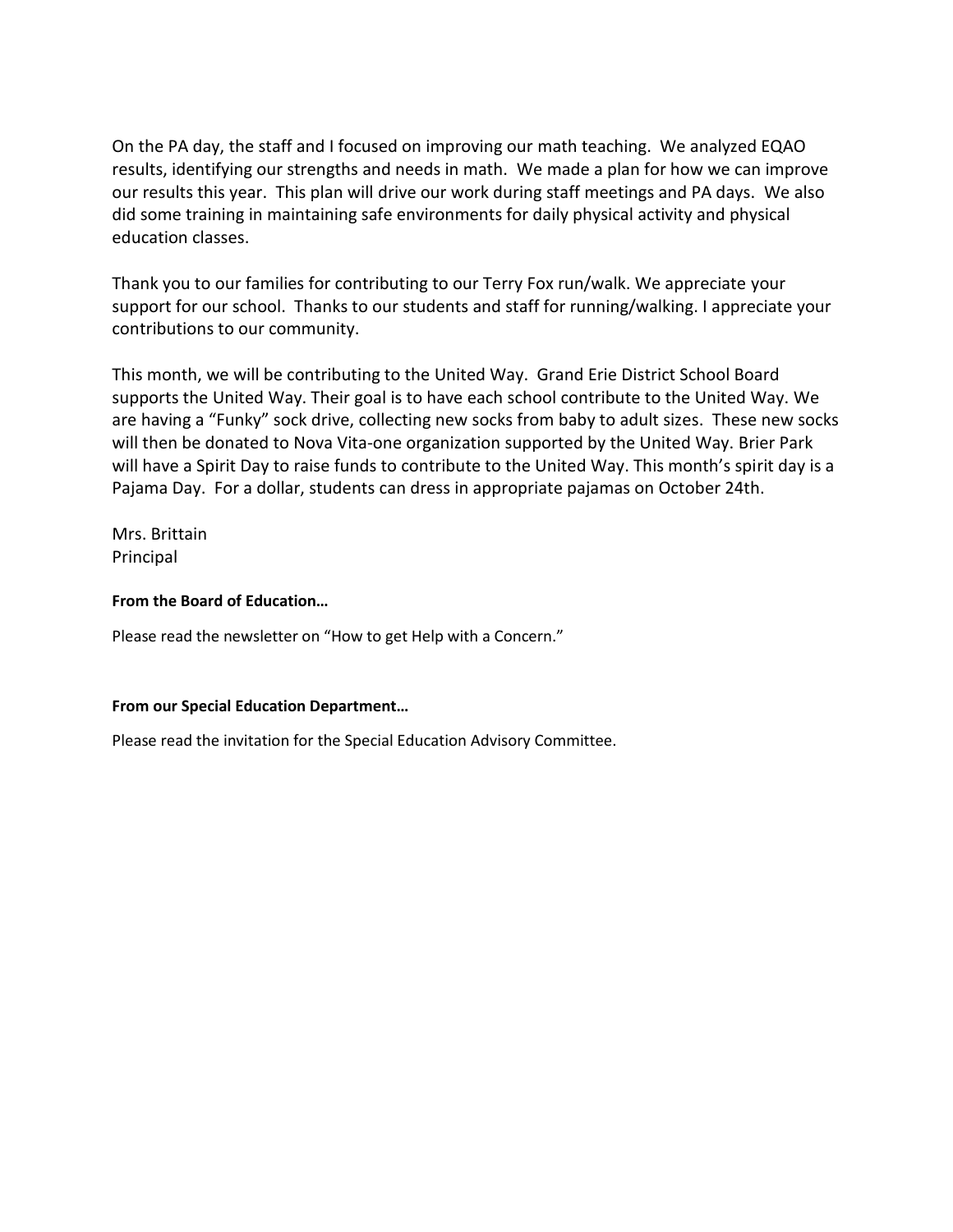On the PA day, the staff and I focused on improving our math teaching. We analyzed EQAO results, identifying our strengths and needs in math. We made a plan for how we can improve our results this year. This plan will drive our work during staff meetings and PA days. We also did some training in maintaining safe environments for daily physical activity and physical education classes.

Thank you to our families for contributing to our Terry Fox run/walk. We appreciate your support for our school. Thanks to our students and staff for running/walking. I appreciate your contributions to our community.

This month, we will be contributing to the United Way. Grand Erie District School Board supports the United Way. Their goal is to have each school contribute to the United Way. We are having a "Funky" sock drive, collecting new socks from baby to adult sizes. These new socks will then be donated to Nova Vita-one organization supported by the United Way. Brier Park will have a Spirit Day to raise funds to contribute to the United Way. This month's spirit day is a Pajama Day. For a dollar, students can dress in appropriate pajamas on October 24th.

Mrs. Brittain
Principal

**From the Board of Education…**

Please read the newsletter on "How to get Help with a Concern."

**From our Special Education Department…**

Please read the invitation for the Special Education Advisory Committee.